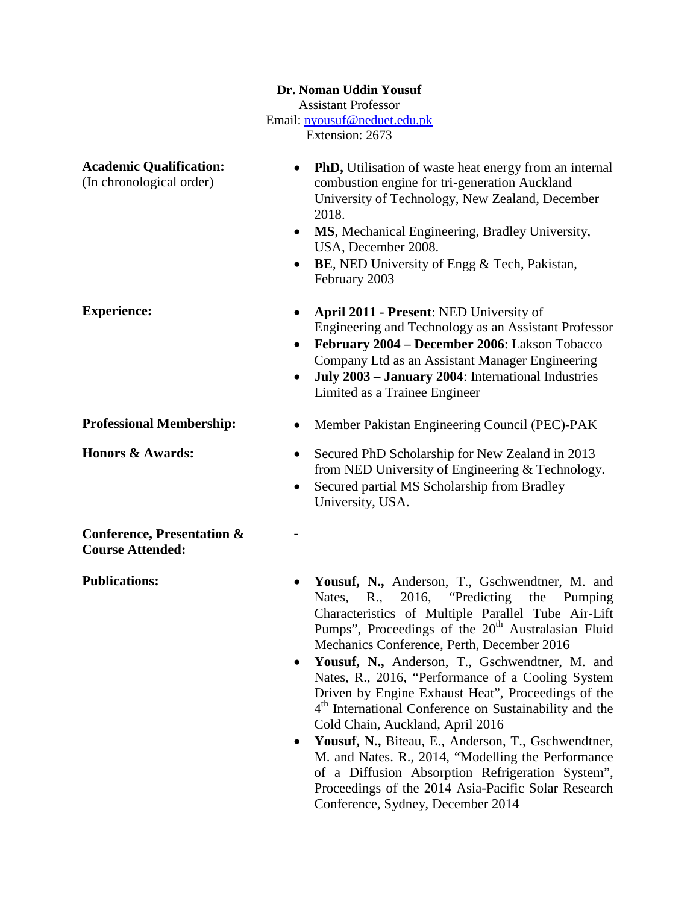**Dr. Noman Uddin Yousuf**
Assistant Professor
Email: nyousuf@neduet.edu.pk
Extension: 2673

**Academic Qualification:**
(In chronological order)

- **PhD,** Utilisation of waste heat energy from an internal combustion engine for tri-generation Auckland University of Technology, New Zealand, December 2018.
- **MS**, Mechanical Engineering, Bradley University, USA, December 2008.
- **BE**, NED University of Engg & Tech, Pakistan, February 2003

**Experience:**

- **April 2011 - Present**: NED University of Engineering and Technology as an Assistant Professor
- **February 2004 – December 2006**: Lakson Tobacco Company Ltd as an Assistant Manager Engineering
- **July 2003 – January 2004**: International Industries Limited as a Trainee Engineer

**Professional Membership:**

- Member Pakistan Engineering Council (PEC)-PAK

**Honors & Awards:**

- Secured PhD Scholarship for New Zealand in 2013 from NED University of Engineering & Technology.
- Secured partial MS Scholarship from Bradley University, USA.

**Conference, Presentation & Course Attended:**

-

**Publications:**

- **Yousuf, N.,** Anderson, T., Gschwendtner, M. and Nates, R., 2016, "Predicting the Pumping Characteristics of Multiple Parallel Tube Air-Lift Pumps", Proceedings of the 20th Australasian Fluid Mechanics Conference, Perth, December 2016
- **Yousuf, N.,** Anderson, T., Gschwendtner, M. and Nates, R., 2016, "Performance of a Cooling System Driven by Engine Exhaust Heat", Proceedings of the 4th International Conference on Sustainability and the Cold Chain, Auckland, April 2016
- **Yousuf, N.,** Biteau, E., Anderson, T., Gschwendtner, M. and Nates. R., 2014, "Modelling the Performance of a Diffusion Absorption Refrigeration System", Proceedings of the 2014 Asia-Pacific Solar Research Conference, Sydney, December 2014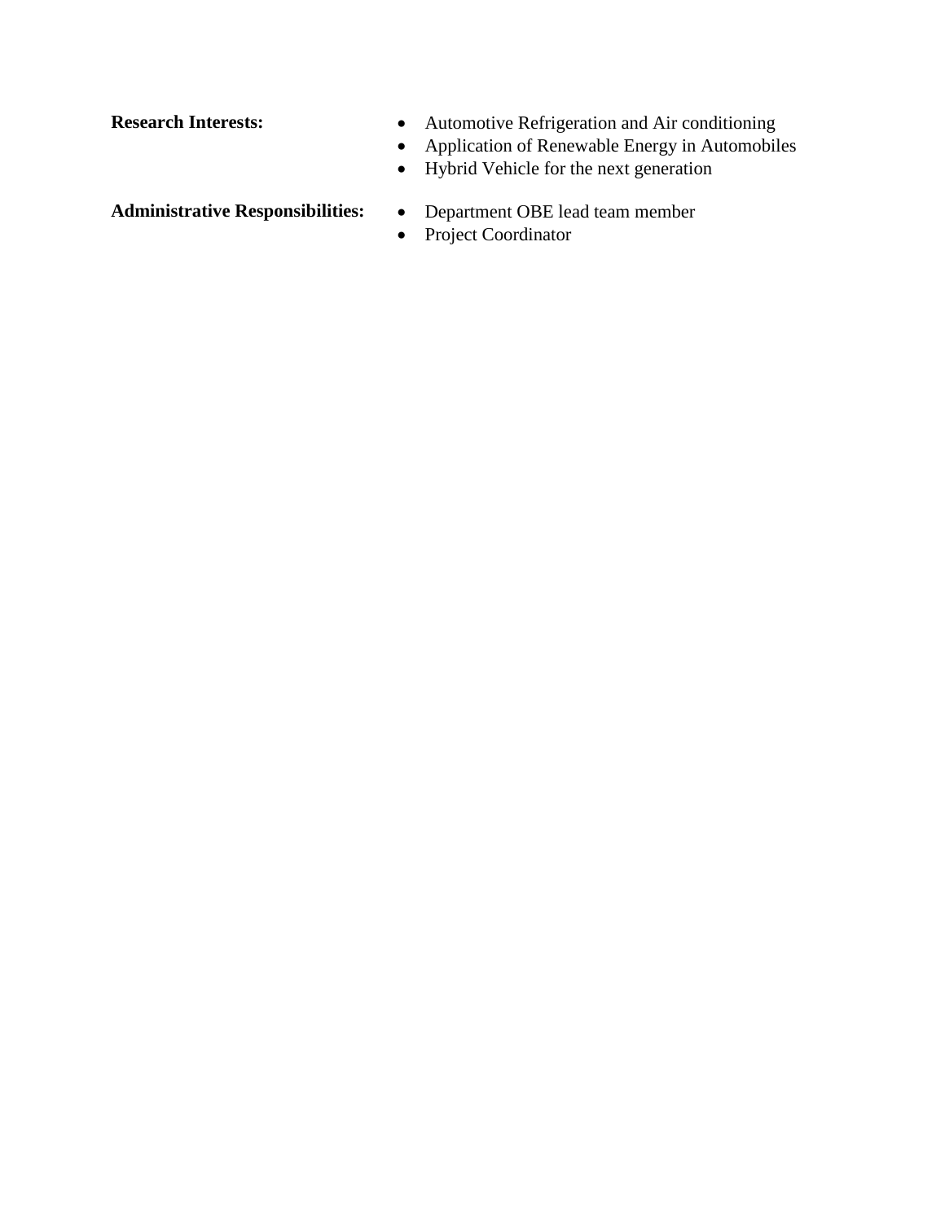**Research Interests:**

- Automotive Refrigeration and Air conditioning
- Application of Renewable Energy in Automobiles
- Hybrid Vehicle for the next generation

**Administrative Responsibilities:**

- Department OBE lead team member
- Project Coordinator